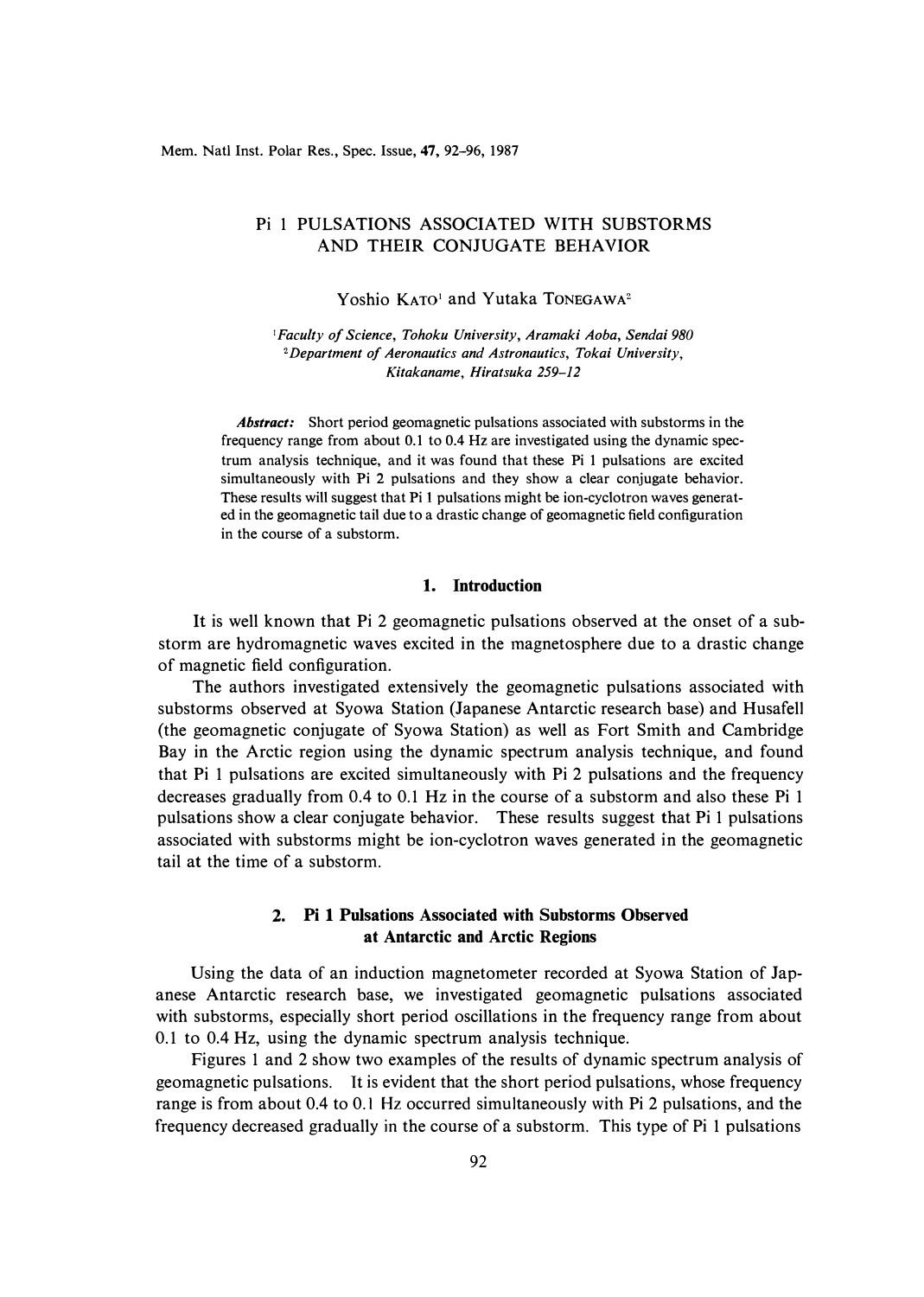# Pi 1 PULSATIONS ASSOCIATED WITH SUBSTORMS AND THEIR CONJUGATE BEHAVIOR

Yoshio KATO[1] and Yutaka TONEGAWA[2]

[1] *Faculty of Science, Tohoku University, Aramaki Aoba, Sendai 980*
[2] *Department of Aeronautics and Astronautics, Tokai University, Kitakaname, Hiratsuka 259–12*

***Abstract:*** Short period geomagnetic pulsations associated with substorms in the frequency range from about 0.1 to 0.4 Hz are investigated using the dynamic spectrum analysis technique, and it was found that these Pi 1 pulsations are excited simultaneously with Pi 2 pulsations and they show a clear conjugate behavior. These results will suggest that Pi 1 pulsations might be ion-cyclotron waves generated in the geomagnetic tail due to a drastic change of geomagnetic field configuration in the course of a substorm.

## 1. Introduction

It is well known that Pi 2 geomagnetic pulsations observed at the onset of a substorm are hydromagnetic waves excited in the magnetosphere due to a drastic change of magnetic field configuration.

The authors investigated extensively the geomagnetic pulsations associated with substorms observed at Syowa Station (Japanese Antarctic research base) and Husafell (the geomagnetic conjugate of Syowa Station) as well as Fort Smith and Cambridge Bay in the Arctic region using the dynamic spectrum analysis technique, and found that Pi 1 pulsations are excited simultaneously with Pi 2 pulsations and the frequency decreases gradually from 0.4 to 0.1 Hz in the course of a substorm and also these Pi 1 pulsations show a clear conjugate behavior. These results suggest that Pi 1 pulsations associated with substorms might be ion-cyclotron waves generated in the geomagnetic tail at the time of a substorm.

## 2. Pi 1 Pulsations Associated with Substorms Observed at Antarctic and Arctic Regions

Using the data of an induction magnetometer recorded at Syowa Station of Japanese Antarctic research base, we investigated geomagnetic pulsations associated with substorms, especially short period oscillations in the frequency range from about 0.1 to 0.4 Hz, using the dynamic spectrum analysis technique.

Figures 1 and 2 show two examples of the results of dynamic spectrum analysis of geomagnetic pulsations. It is evident that the short period pulsations, whose frequency range is from about 0.4 to 0.1 Hz occurred simultaneously with Pi 2 pulsations, and the frequency decreased gradually in the course of a substorm. This type of Pi 1 pulsations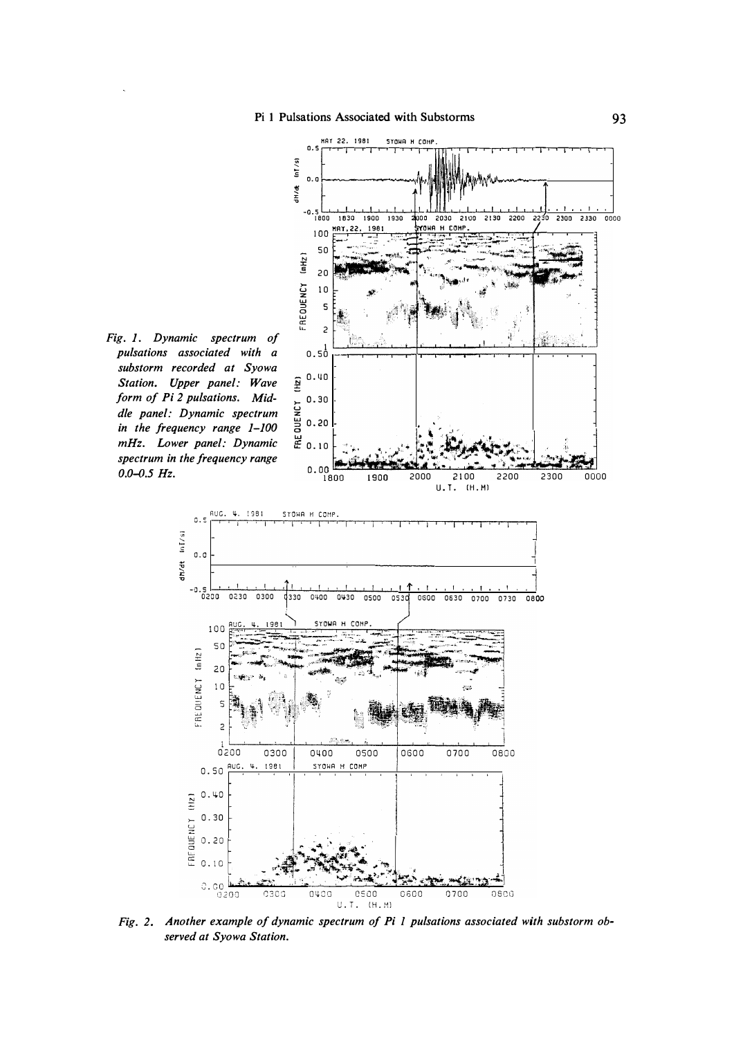*Fig. 1. Dynamic spectrum of pulsations associated with a substorm recorded at Syowa Station. Upper panel: Wave form of Pi 2 pulsations. Middle panel: Dynamic spectrum in the frequency range 1–100 mHz. Lower panel: Dynamic spectrum in the frequency range 0.0–0.5 Hz.*

*Fig. 2. Another example of dynamic spectrum of Pi 1 pulsations associated with substorm observed at Syowa Station.*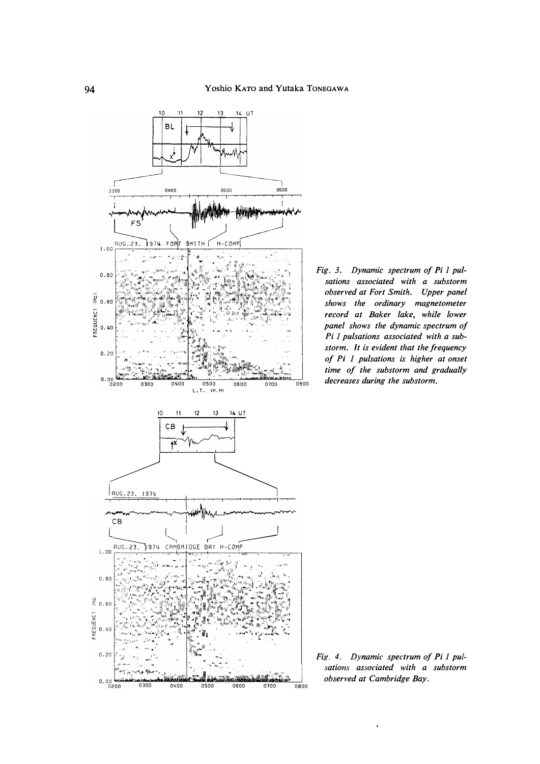*Fig. 3. Dynamic spectrum of Pi 1 pulsations associated with a substorm observed at Fort Smith. Upper panel shows the ordinary magnetometer record at Baker lake, while lower panel shows the dynamic spectrum of Pi 1 pulsations associated with a substorm. It is evident that the frequency of Pi 1 pulsations is higher at onset time of the substorm and gradually decreases during the substorm.*

*Fig. 4. Dynamic spectrum of Pi 1 pulsations associated with a substorm observed at Cambridge Bay.*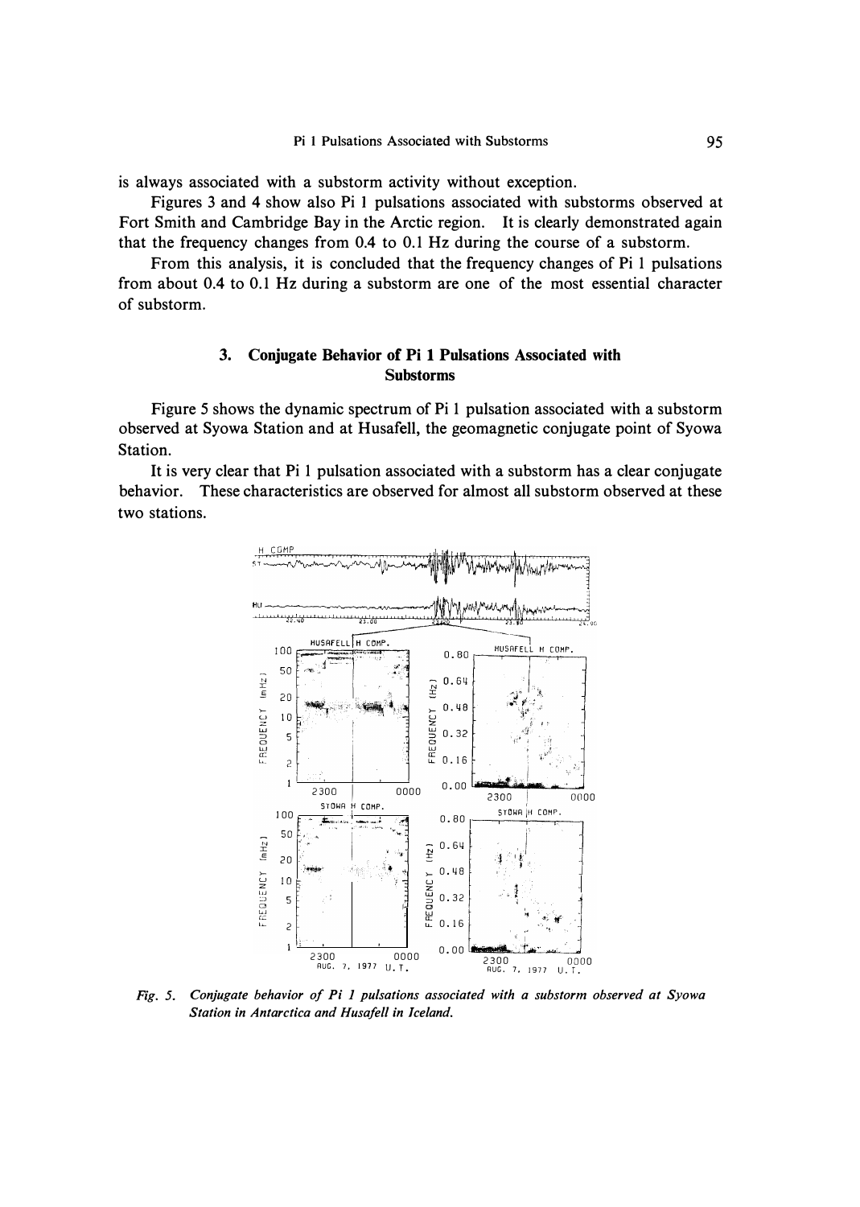is always associated with a substorm activity without exception.

Figures 3 and 4 show also Pi 1 pulsations associated with substorms observed at Fort Smith and Cambridge Bay in the Arctic region. It is clearly demonstrated again that the frequency changes from 0.4 to 0.1 Hz during the course of a substorm.

From this analysis, it is concluded that the frequency changes of Pi 1 pulsations from about 0.4 to 0.1 Hz during a substorm are one of the most essential character of substorm.

## 3. Conjugate Behavior of Pi 1 Pulsations Associated with Substorms

Figure 5 shows the dynamic spectrum of Pi 1 pulsation associated with a substorm observed at Syowa Station and at Husafell, the geomagnetic conjugate point of Syowa Station.

It is very clear that Pi 1 pulsation associated with a substorm has a clear conjugate behavior. These characteristics are observed for almost all substorm observed at these two stations.

*Fig. 5. Conjugate behavior of Pi 1 pulsations associated with a substorm observed at Syowa Station in Antarctica and Husafell in Iceland.*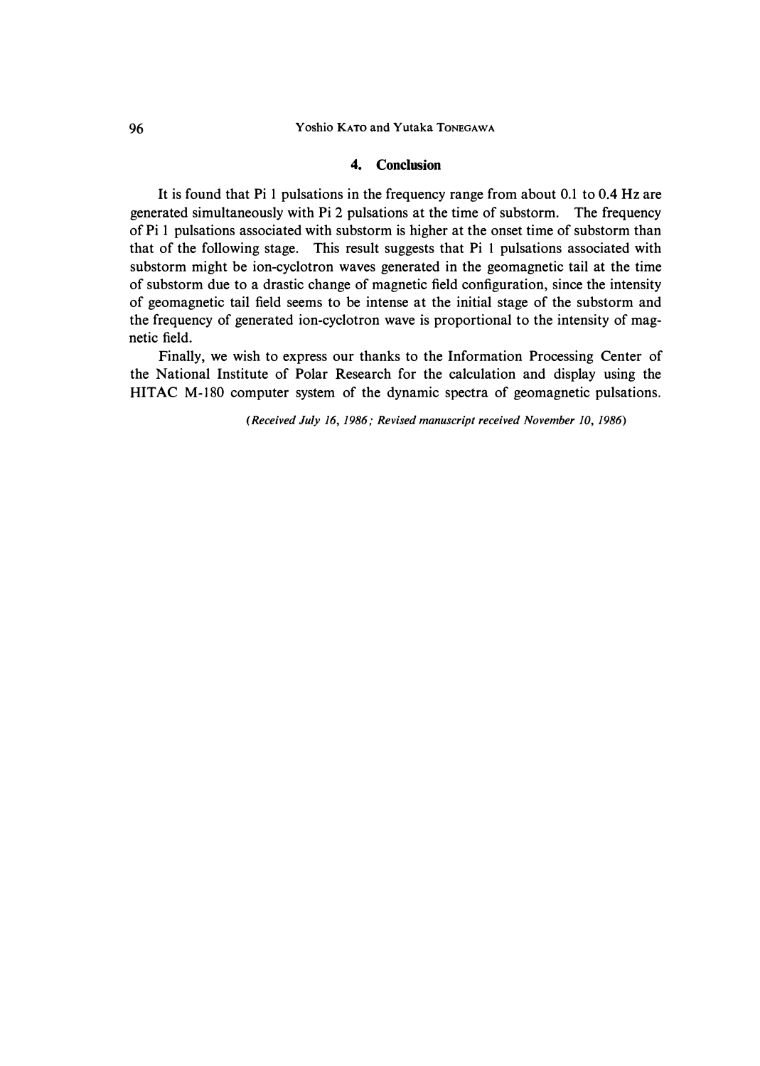## 4. Conclusion

It is found that Pi 1 pulsations in the frequency range from about 0.1 to 0.4 Hz are generated simultaneously with Pi 2 pulsations at the time of substorm. The frequency of Pi 1 pulsations associated with substorm is higher at the onset time of substorm than that of the following stage. This result suggests that Pi 1 pulsations associated with substorm might be ion-cyclotron waves generated in the geomagnetic tail at the time of substorm due to a drastic change of magnetic field configuration, since the intensity of geomagnetic tail field seems to be intense at the initial stage of the substorm and the frequency of generated ion-cyclotron wave is proportional to the intensity of magnetic field.

Finally, we wish to express our thanks to the Information Processing Center of the National Institute of Polar Research for the calculation and display using the HITAC M-180 computer system of the dynamic spectra of geomagnetic pulsations.

*(Received July 16, 1986; Revised manuscript received November 10, 1986)*